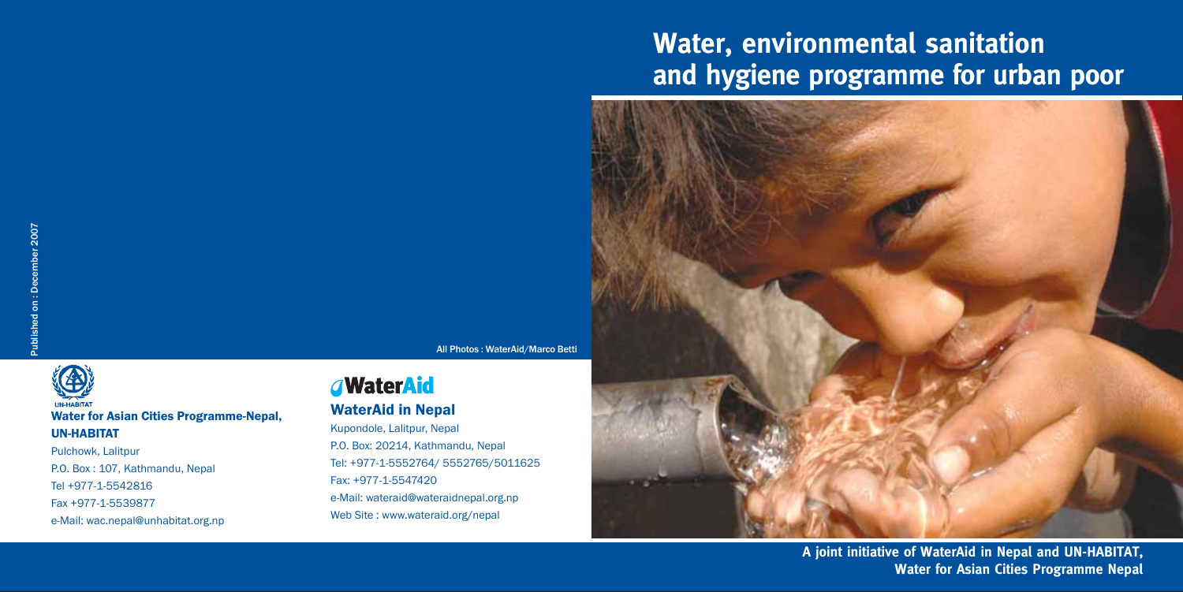# Water, environmental sanitation and hygiene programme for urban poor

A joint initiative of WaterAid in Nepal and UN-HABITAT, Water for Asian Cities Programme Nepal

Published on : December 2007

All Photos : WaterAid/Marco Betti

UN-HABITAT

**Water for Asian Cities Programme-Nepal, UN-HABITAT**

Pulchowk, Lalitpur
P.O. Box : 107, Kathmandu, Nepal
Tel +977-1-5542816
Fax +977-1-5539877
e-Mail: wac.nepal@unhabitat.org.np

WaterAid

**WaterAid in Nepal**

Kupondole, Lalitpur, Nepal
P.O. Box: 20214, Kathmandu, Nepal
Tel: +977-1-5552764/ 5552765/5011625
Fax: +977-1-5547420
e-Mail: wateraid@wateraidnepal.org.np
Web Site : www.wateraid.org/nepal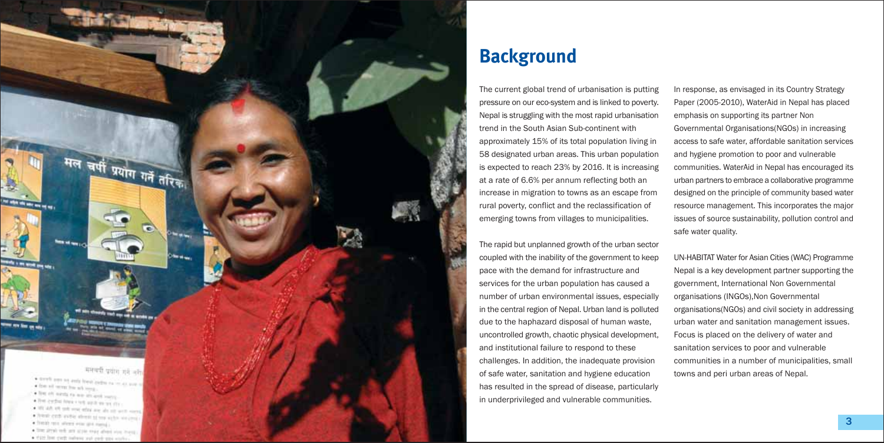## Background

The current global trend of urbanisation is putting pressure on our eco-system and is linked to poverty. Nepal is struggling with the most rapid urbanisation trend in the South Asian Sub-continent with approximately 15% of its total population living in 58 designated urban areas. This urban population is expected to reach 23% by 2016. It is increasing at a rate of 6.6% per annum reflecting both an increase in migration to towns as an escape from rural poverty, conflict and the reclassification of emerging towns from villages to municipalities.

The rapid but unplanned growth of the urban sector coupled with the inability of the government to keep pace with the demand for infrastructure and services for the urban population has caused a number of urban environmental issues, especially in the central region of Nepal. Urban land is polluted due to the haphazard disposal of human waste, uncontrolled growth, chaotic physical development, and institutional failure to respond to these challenges. In addition, the inadequate provision of safe water, sanitation and hygiene education has resulted in the spread of disease, particularly in underprivileged and vulnerable communities.

In response, as envisaged in its Country Strategy Paper (2005-2010), WaterAid in Nepal has placed emphasis on supporting its partner Non Governmental Organisations(NGOs) in increasing access to safe water, affordable sanitation services and hygiene promotion to poor and vulnerable communities. WaterAid in Nepal has encouraged its urban partners to embrace a collaborative programme designed on the principle of community based water resource management. This incorporates the major issues of source sustainability, pollution control and safe water quality.

UN-HABITAT Water for Asian Cities (WAC) Programme Nepal is a key development partner supporting the government, International Non Governmental organisations (INGOs),Non Governmental organisations(NGOs) and civil society in addressing urban water and sanitation management issues. Focus is placed on the delivery of water and sanitation services to poor and vulnerable communities in a number of municipalities, small towns and peri urban areas of Nepal.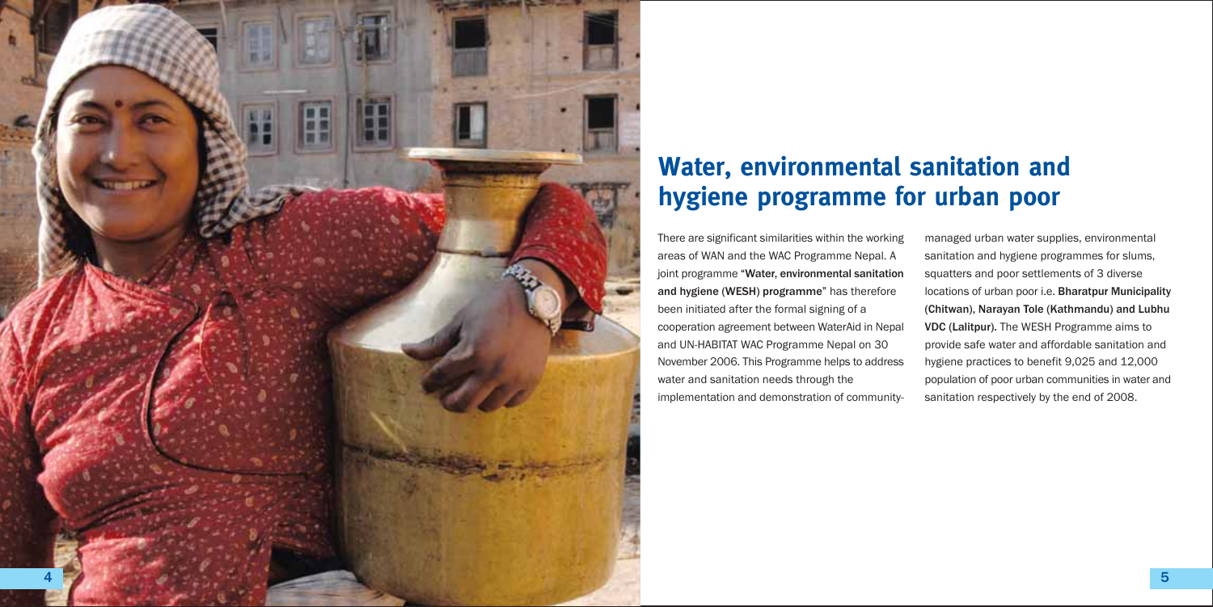# Water, environmental sanitation and hygiene programme for urban poor

There are significant similarities within the working areas of WAN and the WAC Programme Nepal. A joint programme "**Water, environmental sanitation and hygiene (WESH) programme**" has therefore been initiated after the formal signing of a cooperation agreement between WaterAid in Nepal and UN-HABITAT WAC Programme Nepal on 30 November 2006. This Programme helps to address water and sanitation needs through the implementation and demonstration of community-managed urban water supplies, environmental sanitation and hygiene programmes for slums, squatters and poor settlements of 3 diverse locations of urban poor i.e. **Bharatpur Municipality (Chitwan), Narayan Tole (Kathmandu) and Lubhu VDC (Lalitpur).** The WESH Programme aims to provide safe water and affordable sanitation and hygiene practices to benefit 9,025 and 12,000 population of poor urban communities in water and sanitation respectively by the end of 2008.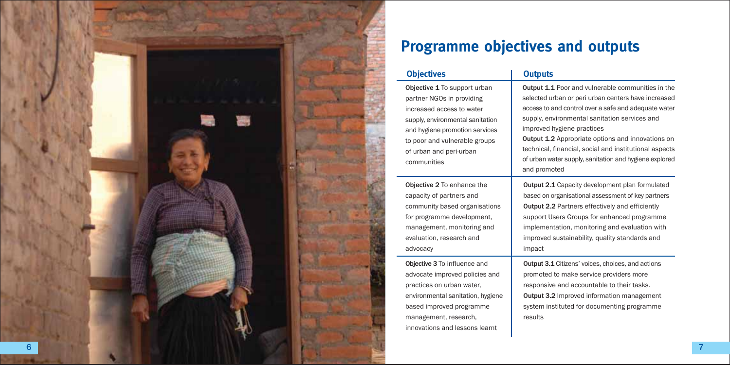## Programme objectives and outputs

| Objectives | Outputs |
| --- | --- |
| **Objective 1** To support urban partner NGOs in providing increased access to water supply, environmental sanitation and hygiene promotion services to poor and vulnerable groups of urban and peri-urban communities | **Output 1.1** Poor and vulnerable communities in the selected urban or peri urban centers have increased access to and control over a safe and adequate water supply, environmental sanitation services and improved hygiene practices<br>**Output 1.2** Appropriate options and innovations on technical, financial, social and institutional aspects of urban water supply, sanitation and hygiene explored and promoted |
| **Objective 2** To enhance the capacity of partners and community based organisations for programme development, management, monitoring and evaluation, research and advocacy | **Output 2.1** Capacity development plan formulated based on organisational assessment of key partners<br>**Output 2.2** Partners effectively and efficiently support Users Groups for enhanced programme implementation, monitoring and evaluation with improved sustainability, quality standards and impact |
| **Objective 3** To influence and advocate improved policies and practices on urban water, environmental sanitation, hygiene based improved programme management, research, innovations and lessons learnt | **Output 3.1** Citizens' voices, choices, and actions promoted to make service providers more responsive and accountable to their tasks.<br>**Output 3.2** Improved information management system instituted for documenting programme results |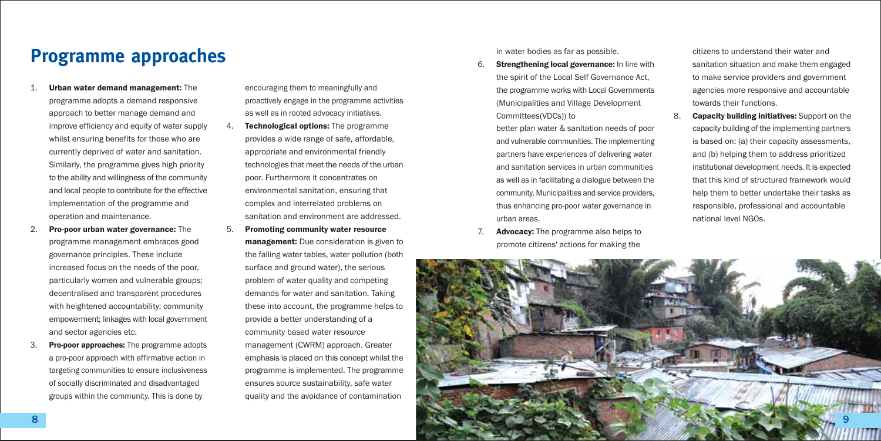## Programme approaches

1. **Urban water demand management:** The programme adopts a demand responsive approach to better manage demand and improve efficiency and equity of water supply whilst ensuring benefits for those who are currently deprived of water and sanitation. Similarly, the programme gives high priority to the ability and willingness of the community and local people to contribute for the effective implementation of the programme and operation and maintenance.
2. **Pro-poor urban water governance:** The programme management embraces good governance principles. These include increased focus on the needs of the poor, particularly women and vulnerable groups; decentralised and transparent procedures with heightened accountability; community empowerment; linkages with local government and sector agencies etc.
3. **Pro-poor approaches:** The programme adopts a pro-poor approach with affirmative action in targeting communities to ensure inclusiveness of socially discriminated and disadvantaged groups within the community. This is done by encouraging them to meaningfully and proactively engage in the programme activities as well as in rooted advocacy initiatives.
4. **Technological options:** The programme provides a wide range of safe, affordable, appropriate and environmental friendly technologies that meet the needs of the urban poor. Furthermore it concentrates on environmental sanitation, ensuring that complex and interrelated problems on sanitation and environment are addressed.
5. **Promoting community water resource management:** Due consideration is given to the falling water tables, water pollution (both surface and ground water), the serious problem of water quality and competing demands for water and sanitation. Taking these into account, the programme helps to provide a better understanding of a community based water resource management (CWRM) approach. Greater emphasis is placed on this concept whilst the programme is implemented. The programme ensures source sustainability, safe water quality and the avoidance of contamination in water bodies as far as possible.
6. **Strengthening local governance:** In line with the spirit of the Local Self Governance Act, the programme works with Local Governments (Municipalities and Village Development Committees(VDCs)) to better plan water & sanitation needs of poor and vulnerable communities. The implementing partners have experiences of delivering water and sanitation services in urban communities as well as in facilitating a dialogue between the community, Municipalities and service providers, thus enhancing pro-poor water governance in urban areas.
7. **Advocacy:** The programme also helps to promote citizens' actions for making the citizens to understand their water and sanitation situation and make them engaged to make service providers and government agencies more responsive and accountable towards their functions.
8. **Capacity building initiatives:** Support on the capacity building of the implementing partners is based on: (a) their capacity assessments, and (b) helping them to address prioritized institutional development needs. It is expected that this kind of structured framework would help them to better undertake their tasks as responsible, professional and accountable national level NGOs.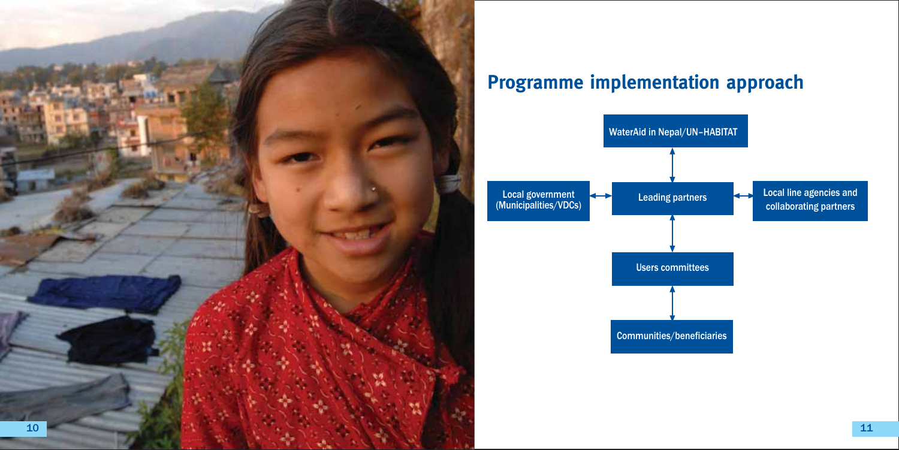## Programme implementation approach

WaterAid in Nepal/UN–HABITAT

Local government (Municipalities/VDCs)

Leading partners

Local line agencies and collaborating partners

Users committees

Communities/beneficiaries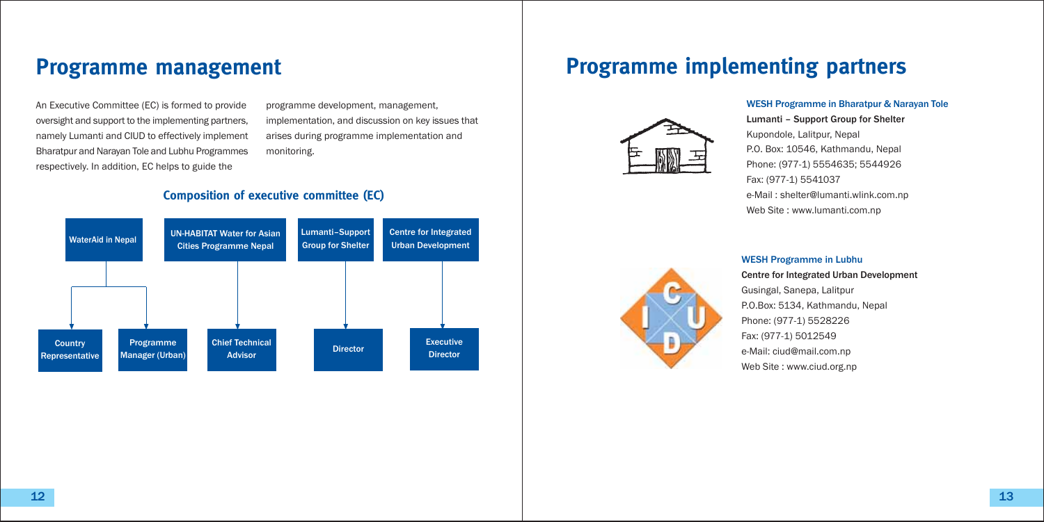## Programme management

An Executive Committee (EC) is formed to provide oversight and support to the implementing partners, namely Lumanti and CIUD to effectively implement Bharatpur and Narayan Tole and Lubhu Programmes respectively. In addition, EC helps to guide the programme development, management, implementation, and discussion on key issues that arises during programme implementation and monitoring.

### Composition of executive committee (EC)

| WaterAid in Nepal | | UN-HABITAT Water for Asian Cities Programme Nepal | Lumanti–Support Group for Shelter | Centre for Integrated Urban Development |
|---|---|---|---|---|
| Country Representative | Programme Manager (Urban) | Chief Technical Advisor | Director | Executive Director |

## Programme implementing partners

**WESH Programme in Bharatpur & Narayan Tole**

**Lumanti – Support Group for Shelter**
Kupondole, Lalitpur, Nepal
P.O. Box: 10546, Kathmandu, Nepal
Phone: (977-1) 5554635; 5544926
Fax: (977-1) 5541037
e-Mail : shelter@lumanti.wlink.com.np
Web Site : www.lumanti.com.np

**WESH Programme in Lubhu**

**Centre for Integrated Urban Development**
Gusingal, Sanepa, Lalitpur
P.O.Box: 5134, Kathmandu, Nepal
Phone: (977-1) 5528226
Fax: (977-1) 5012549
e-Mail: ciud@mail.com.np
Web Site : www.ciud.org.np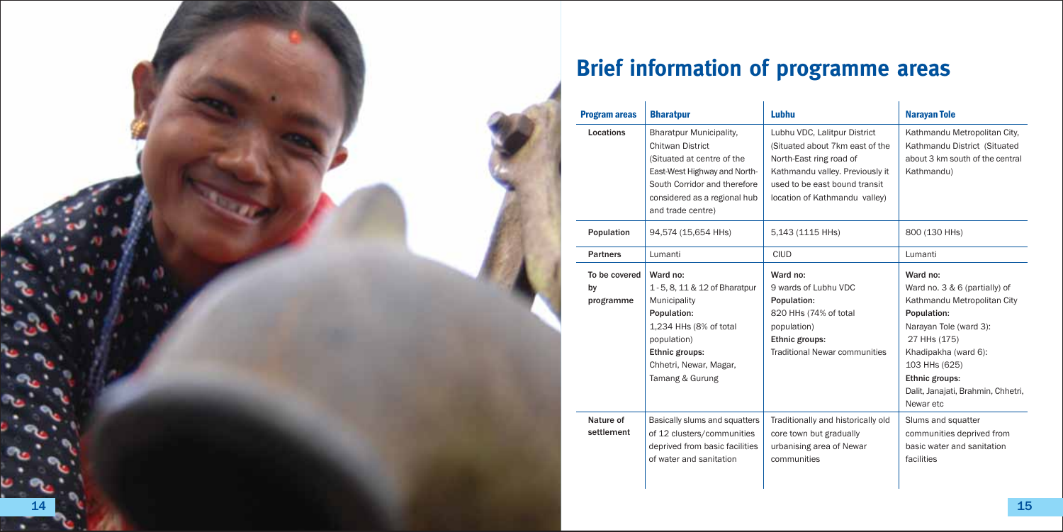# Brief information of programme areas

| Program areas | Bharatpur | Lubhu | Narayan Tole |
|---|---|---|---|
| Locations | Bharatpur Municipality, Chitwan District (Situated at centre of the East-West Highway and North-South Corridor and therefore considered as a regional hub and trade centre) | Lubhu VDC, Lalitpur District (Situated about 7km east of the North-East ring road of Kathmandu valley. Previously it used to be east bound transit location of Kathmandu valley) | Kathmandu Metropolitan City, Kathmandu District (Situated about 3 km south of the central Kathmandu) |
| Population | 94,574 (15,654 HHs) | 5,143 (1115 HHs) | 800 (130 HHs) |
| Partners | Lumanti | CIUD | Lumanti |
| To be covered by programme | **Ward no:** 1 - 5, 8, 11 & 12 of Bharatpur Municipality **Population:** 1,234 HHs (8% of total population) **Ethnic groups:** Chhetri, Newar, Magar, Tamang & Gurung | **Ward no:** 9 wards of Lubhu VDC **Population:** 820 HHs (74% of total population) **Ethnic groups:** Traditional Newar communities | **Ward no:** Ward no. 3 & 6 (partially) of Kathmandu Metropolitan City **Population:** Narayan Tole (ward 3): 27 HHs (175) Khadipakha (ward 6): 103 HHs (625) **Ethnic groups:** Dalit, Janajati, Brahmin, Chhetri, Newar etc |
| Nature of settlement | Basically slums and squatters of 12 clusters/communities deprived from basic facilities of water and sanitation | Traditionally and historically old core town but gradually urbanising area of Newar communities | Slums and squatter communities deprived from basic water and sanitation facilities |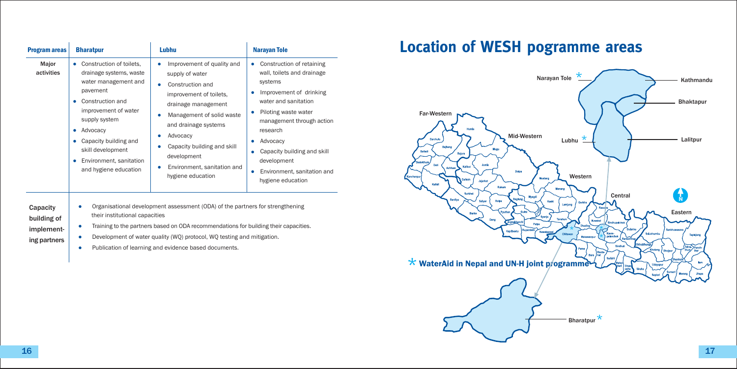| Program areas | Bharatpur | Lubhu | Narayan Tole |
|---|---|---|---|
| Major activities | • Construction of toilets, drainage systems, waste water management and pavement<br>• Construction and improvement of water supply system<br>• Advocacy<br>• Capacity building and skill development<br>• Environment, sanitation and hygiene education | • Improvement of quality and supply of water<br>• Construction and improvement of toilets, drainage management<br>• Management of solid waste and drainage systems<br>• Advocacy<br>• Capacity building and skill development<br>• Environment, sanitation and hygiene education | • Construction of retaining wall, toilets and drainage systems<br>• Improvement of drinking water and sanitation<br>• Piloting waste water management through action research<br>• Advocacy<br>• Capacity building and skill development<br>• Environment, sanitation and hygiene education |
| Capacity building of implementing partners | • Organisational development assessment (ODA) of the partners for strengthening their institutional capacities<br>• Training to the partners based on ODA recommendations for building their capacities.<br>• Development of water quality (WQ) protocol, WQ testing and mitigation.<br>• Publication of learning and evidence based documents. | | |

# Location of WESH pogramme areas

Narayan Tole *

Kathmandu

Bhaktapur

Lalitpur

Lubhu *

Far-Western

Mid-Western

Western

Central

Eastern

* WaterAid in Nepal and UN-H joint programme

Bharatpur *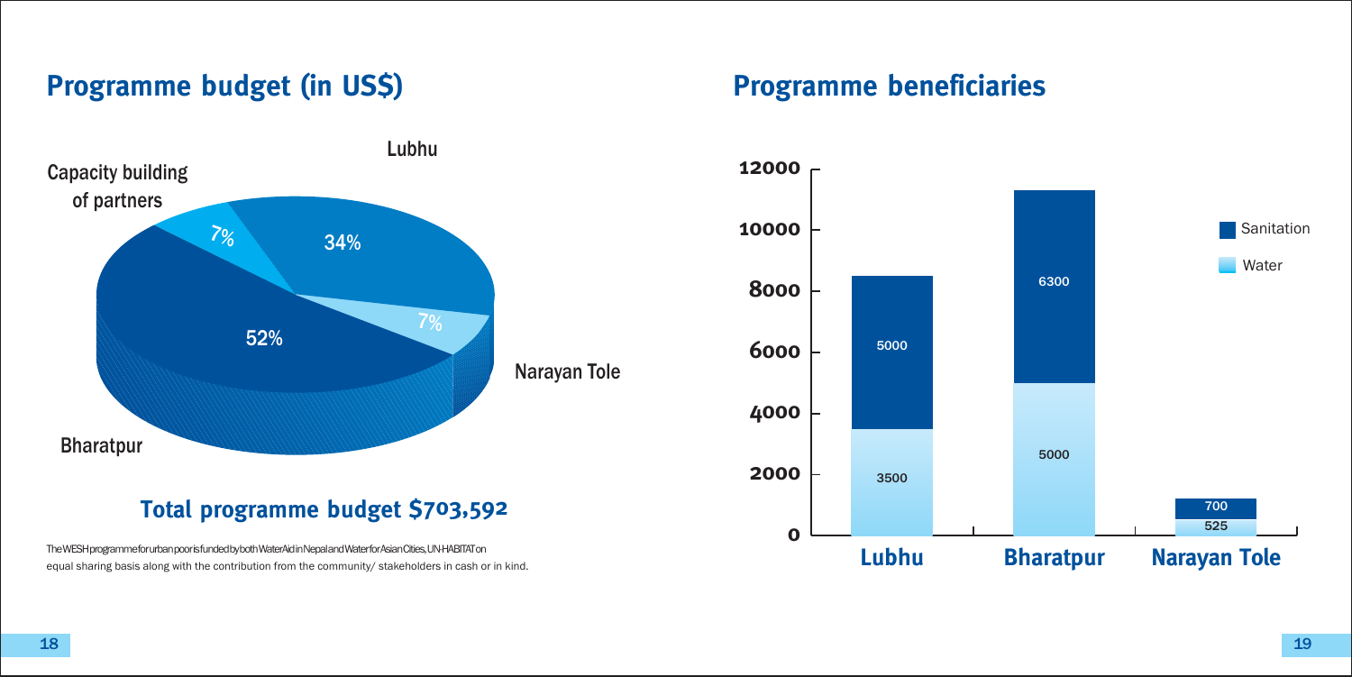## Programme budget (in US$)

Lubhu

Capacity building of partners

7%

34%

7%

52%

Narayan Tole

Bharatpur

### Total programme budget $703,592

The WESH programme for urban poor is funded by both WaterAid in Nepal and Water for Asian Cities, UN-HABITAT on equal sharing basis along with the contribution from the community/ stakeholders in cash or in kind.

## Programme beneficiaries

12000

10000

8000

6000

4000

2000

0

Sanitation

Water

5000

3500

6300

5000

700

525

Lubhu

Bharatpur

Narayan Tole